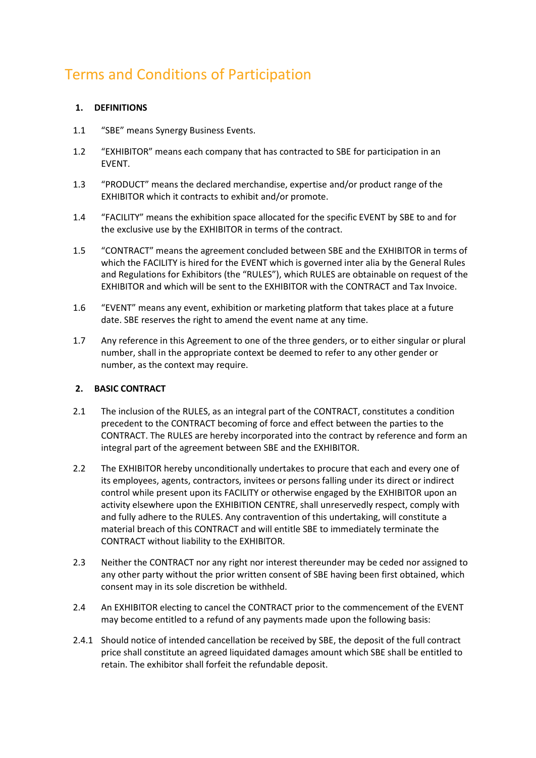# Terms and Conditions of Participation

## 1. DEFINITIONS

1.1 "SBE" means Synergy Business Events.

1.2 "EXHIBITOR" means each company that has contracted to SBE for participation in an EVENT.

1.3 "PRODUCT" means the declared merchandise, expertise and/or product range of the EXHIBITOR which it contracts to exhibit and/or promote.

1.4 "FACILITY" means the exhibition space allocated for the specific EVENT by SBE to and for the exclusive use by the EXHIBITOR in terms of the contract.

1.5 "CONTRACT" means the agreement concluded between SBE and the EXHIBITOR in terms of which the FACILITY is hired for the EVENT which is governed inter alia by the General Rules and Regulations for Exhibitors (the "RULES"), which RULES are obtainable on request of the EXHIBITOR and which will be sent to the EXHIBITOR with the CONTRACT and Tax Invoice.

1.6 "EVENT" means any event, exhibition or marketing platform that takes place at a future date. SBE reserves the right to amend the event name at any time.

1.7 Any reference in this Agreement to one of the three genders, or to either singular or plural number, shall in the appropriate context be deemed to refer to any other gender or number, as the context may require.

## 2. BASIC CONTRACT

2.1 The inclusion of the RULES, as an integral part of the CONTRACT, constitutes a condition precedent to the CONTRACT becoming of force and effect between the parties to the CONTRACT. The RULES are hereby incorporated into the contract by reference and form an integral part of the agreement between SBE and the EXHIBITOR.

2.2 The EXHIBITOR hereby unconditionally undertakes to procure that each and every one of its employees, agents, contractors, invitees or persons falling under its direct or indirect control while present upon its FACILITY or otherwise engaged by the EXHIBITOR upon an activity elsewhere upon the EXHIBITION CENTRE, shall unreservedly respect, comply with and fully adhere to the RULES. Any contravention of this undertaking, will constitute a material breach of this CONTRACT and will entitle SBE to immediately terminate the CONTRACT without liability to the EXHIBITOR.

2.3 Neither the CONTRACT nor any right nor interest thereunder may be ceded nor assigned to any other party without the prior written consent of SBE having been first obtained, which consent may in its sole discretion be withheld.

2.4 An EXHIBITOR electing to cancel the CONTRACT prior to the commencement of the EVENT may become entitled to a refund of any payments made upon the following basis:

2.4.1 Should notice of intended cancellation be received by SBE, the deposit of the full contract price shall constitute an agreed liquidated damages amount which SBE shall be entitled to retain. The exhibitor shall forfeit the refundable deposit.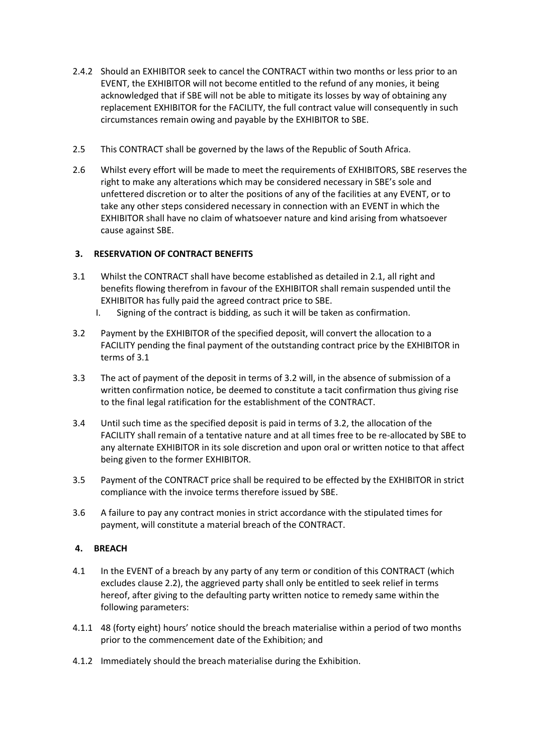2.4.2 Should an EXHIBITOR seek to cancel the CONTRACT within two months or less prior to an EVENT, the EXHIBITOR will not become entitled to the refund of any monies, it being acknowledged that if SBE will not be able to mitigate its losses by way of obtaining any replacement EXHIBITOR for the FACILITY, the full contract value will consequently in such circumstances remain owing and payable by the EXHIBITOR to SBE.

2.5 This CONTRACT shall be governed by the laws of the Republic of South Africa.

2.6 Whilst every effort will be made to meet the requirements of EXHIBITORS, SBE reserves the right to make any alterations which may be considered necessary in SBE's sole and unfettered discretion or to alter the positions of any of the facilities at any EVENT, or to take any other steps considered necessary in connection with an EVENT in which the EXHIBITOR shall have no claim of whatsoever nature and kind arising from whatsoever cause against SBE.

**3. RESERVATION OF CONTRACT BENEFITS**

3.1 Whilst the CONTRACT shall have become established as detailed in 2.1, all right and benefits flowing therefrom in favour of the EXHIBITOR shall remain suspended until the EXHIBITOR has fully paid the agreed contract price to SBE.

I. Signing of the contract is bidding, as such it will be taken as confirmation.

3.2 Payment by the EXHIBITOR of the specified deposit, will convert the allocation to a FACILITY pending the final payment of the outstanding contract price by the EXHIBITOR in terms of 3.1

3.3 The act of payment of the deposit in terms of 3.2 will, in the absence of submission of a written confirmation notice, be deemed to constitute a tacit confirmation thus giving rise to the final legal ratification for the establishment of the CONTRACT.

3.4 Until such time as the specified deposit is paid in terms of 3.2, the allocation of the FACILITY shall remain of a tentative nature and at all times free to be re-allocated by SBE to any alternate EXHIBITOR in its sole discretion and upon oral or written notice to that affect being given to the former EXHIBITOR.

3.5 Payment of the CONTRACT price shall be required to be effected by the EXHIBITOR in strict compliance with the invoice terms therefore issued by SBE.

3.6 A failure to pay any contract monies in strict accordance with the stipulated times for payment, will constitute a material breach of the CONTRACT.

**4. BREACH**

4.1 In the EVENT of a breach by any party of any term or condition of this CONTRACT (which excludes clause 2.2), the aggrieved party shall only be entitled to seek relief in terms hereof, after giving to the defaulting party written notice to remedy same within the following parameters:

4.1.1 48 (forty eight) hours' notice should the breach materialise within a period of two months prior to the commencement date of the Exhibition; and

4.1.2 Immediately should the breach materialise during the Exhibition.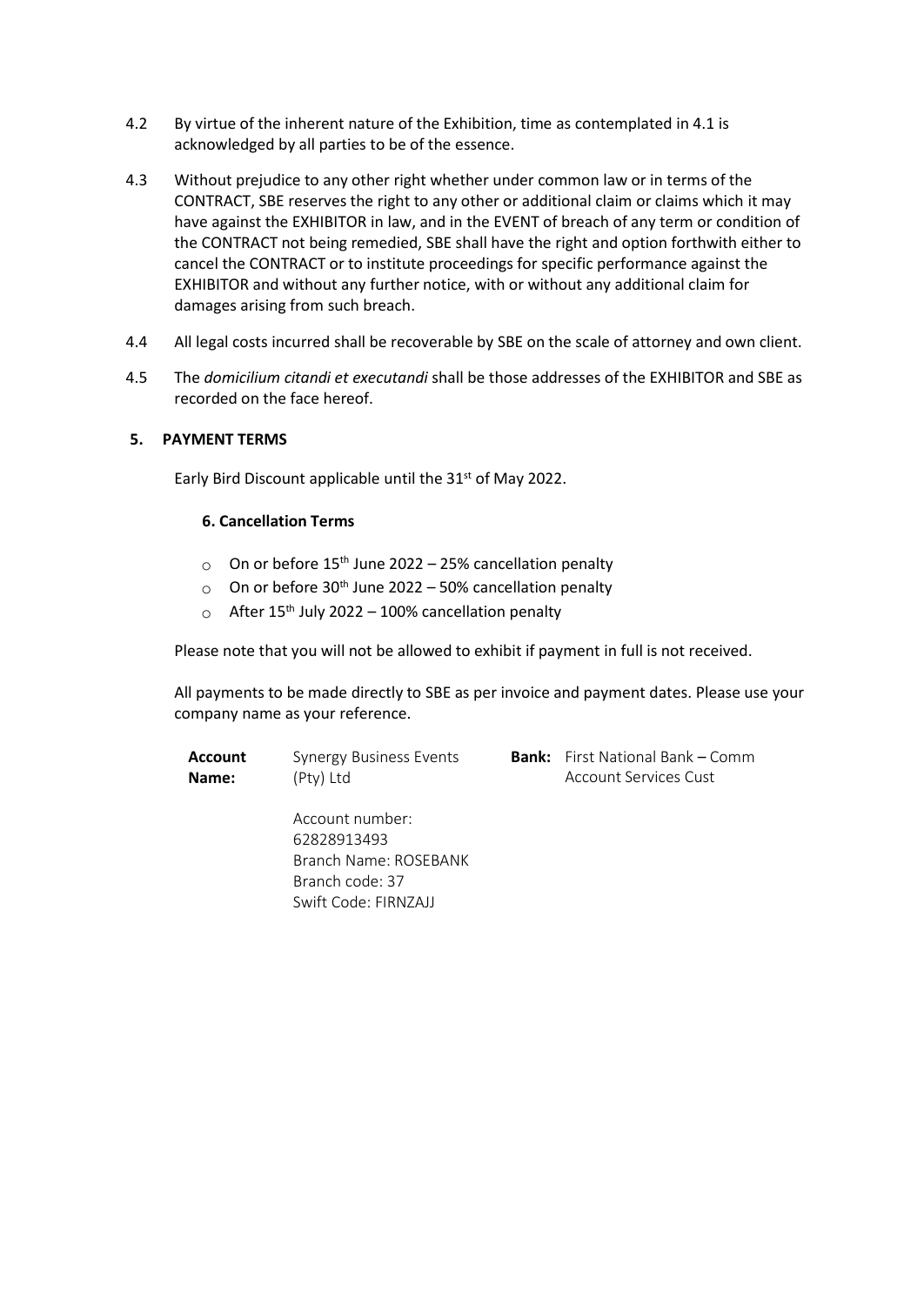4.2 By virtue of the inherent nature of the Exhibition, time as contemplated in 4.1 is acknowledged by all parties to be of the essence.

4.3 Without prejudice to any other right whether under common law or in terms of the CONTRACT, SBE reserves the right to any other or additional claim or claims which it may have against the EXHIBITOR in law, and in the EVENT of breach of any term or condition of the CONTRACT not being remedied, SBE shall have the right and option forthwith either to cancel the CONTRACT or to institute proceedings for specific performance against the EXHIBITOR and without any further notice, with or without any additional claim for damages arising from such breach.

4.4 All legal costs incurred shall be recoverable by SBE on the scale of attorney and own client.

4.5 The *domicilium citandi et executandi* shall be those addresses of the EXHIBITOR and SBE as recorded on the face hereof.

## 5. PAYMENT TERMS

Early Bird Discount applicable until the 31st of May 2022.

### 6. Cancellation Terms

- On or before 15th June 2022 – 25% cancellation penalty
- On or before 30th June 2022 – 50% cancellation penalty
- After 15th July 2022 – 100% cancellation penalty

Please note that you will not be allowed to exhibit if payment in full is not received.

All payments to be made directly to SBE as per invoice and payment dates. Please use your company name as your reference.

| | | | |
|---|---|---|---|
| **Account Name:** | Synergy Business Events (Pty) Ltd<br><br>Account number: 62828913493<br>Branch Name: ROSEBANK<br>Branch code: 37<br>Swift Code: FIRNZAJJ | **Bank:** | First National Bank – Comm Account Services Cust |